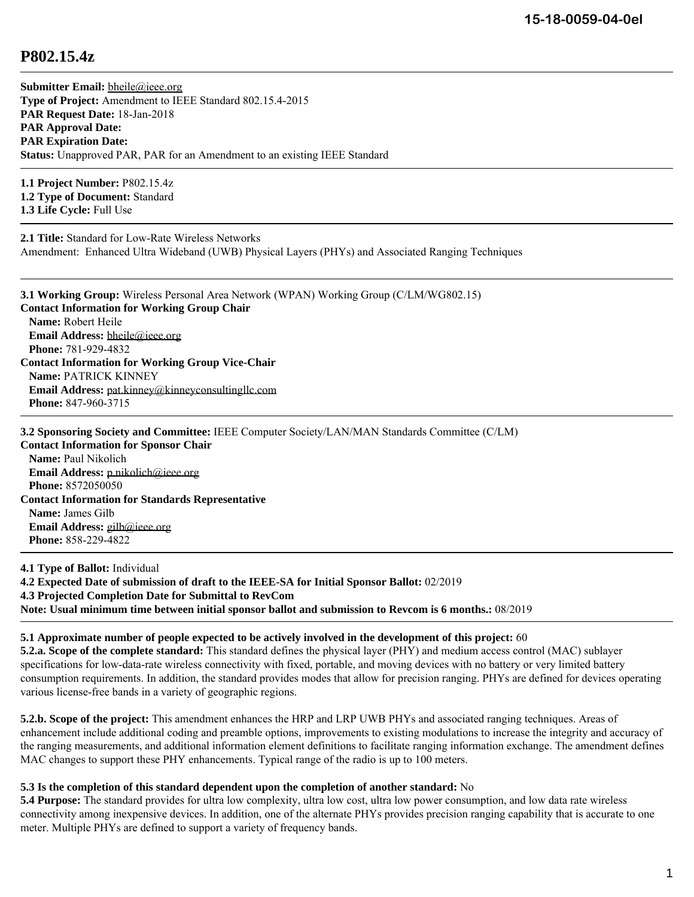# P802.15.4z

**Submitter Email:** bheile@ieee.org
**Type of Project:** Amendment to IEEE Standard 802.15.4-2015
**PAR Request Date:** 18-Jan-2018
**PAR Approval Date:**
**PAR Expiration Date:**
**Status:** Unapproved PAR, PAR for an Amendment to an existing IEEE Standard

---

**1.1 Project Number:** P802.15.4z
**1.2 Type of Document:** Standard
**1.3 Life Cycle:** Full Use

---

**2.1 Title:** Standard for Low-Rate Wireless Networks
Amendment: Enhanced Ultra Wideband (UWB) Physical Layers (PHYs) and Associated Ranging Techniques

---

**3.1 Working Group:** Wireless Personal Area Network (WPAN) Working Group (C/LM/WG802.15)
**Contact Information for Working Group Chair**
**Name:** Robert Heile
**Email Address:** bheile@ieee.org
**Phone:** 781-929-4832
**Contact Information for Working Group Vice-Chair**
**Name:** PATRICK KINNEY
**Email Address:** pat.kinney@kinneyconsultingllc.com
**Phone:** 847-960-3715

---

**3.2 Sponsoring Society and Committee:** IEEE Computer Society/LAN/MAN Standards Committee (C/LM)
**Contact Information for Sponsor Chair**
**Name:** Paul Nikolich
**Email Address:** p.nikolich@ieee.org
**Phone:** 8572050050
**Contact Information for Standards Representative**
**Name:** James Gilb
**Email Address:** gilb@ieee.org
**Phone:** 858-229-4822

---

**4.1 Type of Ballot:** Individual
**4.2 Expected Date of submission of draft to the IEEE-SA for Initial Sponsor Ballot:** 02/2019
**4.3 Projected Completion Date for Submittal to RevCom**
**Note: Usual minimum time between initial sponsor ballot and submission to Revcom is 6 months.:** 08/2019

---

**5.1 Approximate number of people expected to be actively involved in the development of this project:** 60
**5.2.a. Scope of the complete standard:** This standard defines the physical layer (PHY) and medium access control (MAC) sublayer specifications for low-data-rate wireless connectivity with fixed, portable, and moving devices with no battery or very limited battery consumption requirements. In addition, the standard provides modes that allow for precision ranging. PHYs are defined for devices operating various license-free bands in a variety of geographic regions.

**5.2.b. Scope of the project:** This amendment enhances the HRP and LRP UWB PHYs and associated ranging techniques. Areas of enhancement include additional coding and preamble options, improvements to existing modulations to increase the integrity and accuracy of the ranging measurements, and additional information element definitions to facilitate ranging information exchange. The amendment defines MAC changes to support these PHY enhancements. Typical range of the radio is up to 100 meters.

**5.3 Is the completion of this standard dependent upon the completion of another standard:** No
**5.4 Purpose:** The standard provides for ultra low complexity, ultra low cost, ultra low power consumption, and low data rate wireless connectivity among inexpensive devices. In addition, one of the alternate PHYs provides precision ranging capability that is accurate to one meter. Multiple PHYs are defined to support a variety of frequency bands.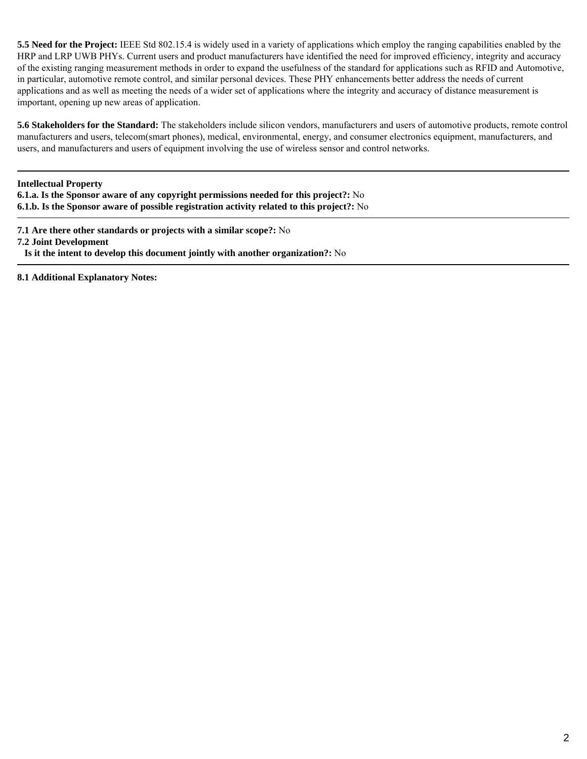**5.5 Need for the Project:** IEEE Std 802.15.4 is widely used in a variety of applications which employ the ranging capabilities enabled by the HRP and LRP UWB PHYs. Current users and product manufacturers have identified the need for improved efficiency, integrity and accuracy of the existing ranging measurement methods in order to expand the usefulness of the standard for applications such as RFID and Automotive, in particular, automotive remote control, and similar personal devices. These PHY enhancements better address the needs of current applications and as well as meeting the needs of a wider set of applications where the integrity and accuracy of distance measurement is important, opening up new areas of application.

**5.6 Stakeholders for the Standard:** The stakeholders include silicon vendors, manufacturers and users of automotive products, remote control manufacturers and users, telecom(smart phones), medical, environmental, energy, and consumer electronics equipment, manufacturers, and users, and manufacturers and users of equipment involving the use of wireless sensor and control networks.

---

**Intellectual Property**

**6.1.a. Is the Sponsor aware of any copyright permissions needed for this project?:** No

**6.1.b. Is the Sponsor aware of possible registration activity related to this project?:** No

---

**7.1 Are there other standards or projects with a similar scope?:** No

**7.2 Joint Development**

**Is it the intent to develop this document jointly with another organization?:** No

---

**8.1 Additional Explanatory Notes:**